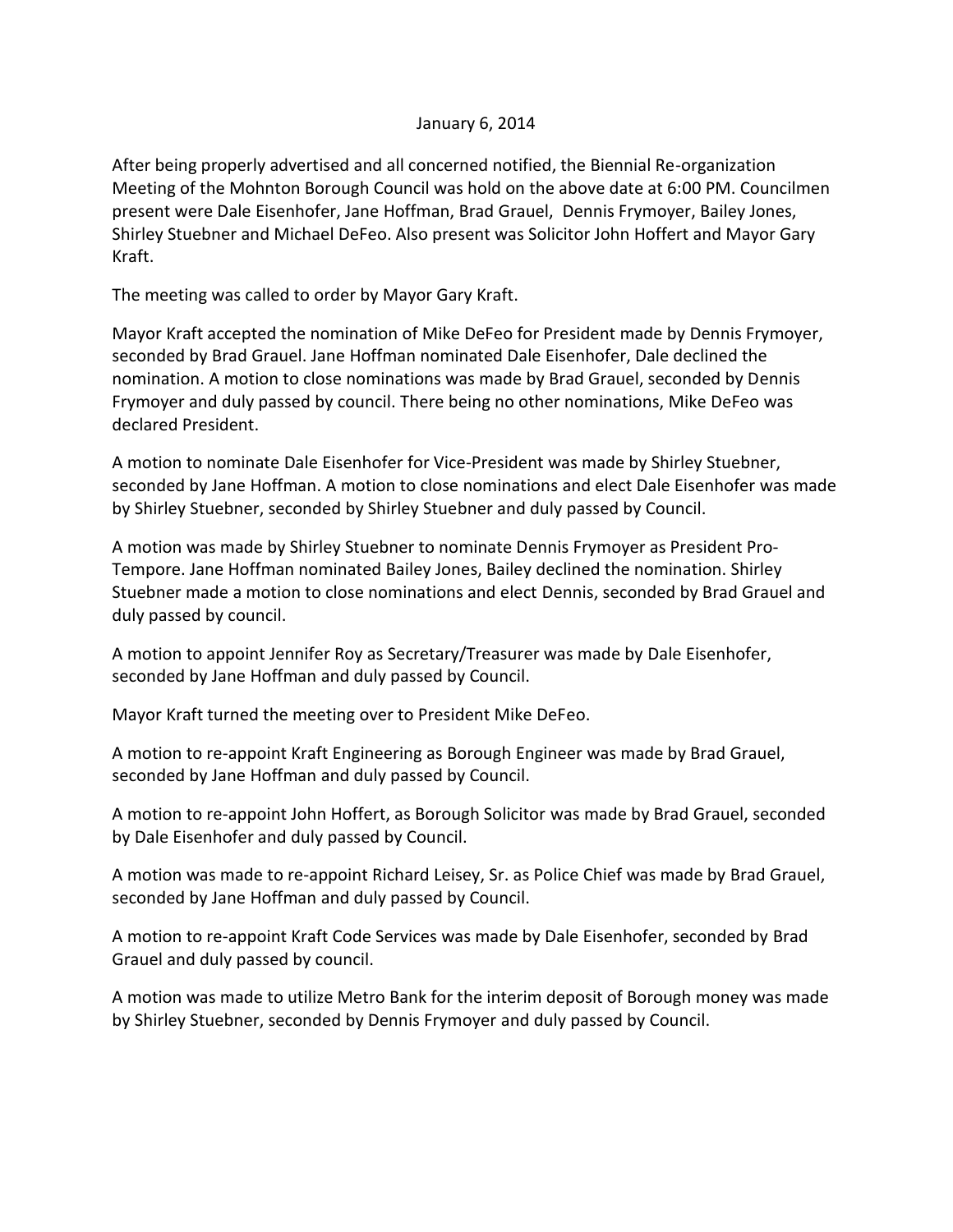January 6, 2014

After being properly advertised and all concerned notified, the Biennial Re-organization Meeting of the Mohnton Borough Council was hold on the above date at 6:00 PM. Councilmen present were Dale Eisenhofer, Jane Hoffman, Brad Grauel, Dennis Frymoyer, Bailey Jones, Shirley Stuebner and Michael DeFeo. Also present was Solicitor John Hoffert and Mayor Gary Kraft.

The meeting was called to order by Mayor Gary Kraft.

Mayor Kraft accepted the nomination of Mike DeFeo for President made by Dennis Frymoyer, seconded by Brad Grauel. Jane Hoffman nominated Dale Eisenhofer, Dale declined the nomination. A motion to close nominations was made by Brad Grauel, seconded by Dennis Frymoyer and duly passed by council. There being no other nominations, Mike DeFeo was declared President.

A motion to nominate Dale Eisenhofer for Vice-President was made by Shirley Stuebner, seconded by Jane Hoffman. A motion to close nominations and elect Dale Eisenhofer was made by Shirley Stuebner, seconded by Shirley Stuebner and duly passed by Council.

A motion was made by Shirley Stuebner to nominate Dennis Frymoyer as President Pro-Tempore. Jane Hoffman nominated Bailey Jones, Bailey declined the nomination. Shirley Stuebner made a motion to close nominations and elect Dennis, seconded by Brad Grauel and duly passed by council.

A motion to appoint Jennifer Roy as Secretary/Treasurer was made by Dale Eisenhofer, seconded by Jane Hoffman and duly passed by Council.

Mayor Kraft turned the meeting over to President Mike DeFeo.

A motion to re-appoint Kraft Engineering as Borough Engineer was made by Brad Grauel, seconded by Jane Hoffman and duly passed by Council.

A motion to re-appoint John Hoffert, as Borough Solicitor was made by Brad Grauel, seconded by Dale Eisenhofer and duly passed by Council.

A motion was made to re-appoint Richard Leisey, Sr. as Police Chief was made by Brad Grauel, seconded by Jane Hoffman and duly passed by Council.

A motion to re-appoint Kraft Code Services was made by Dale Eisenhofer, seconded by Brad Grauel and duly passed by council.

A motion was made to utilize Metro Bank for the interim deposit of Borough money was made by Shirley Stuebner, seconded by Dennis Frymoyer and duly passed by Council.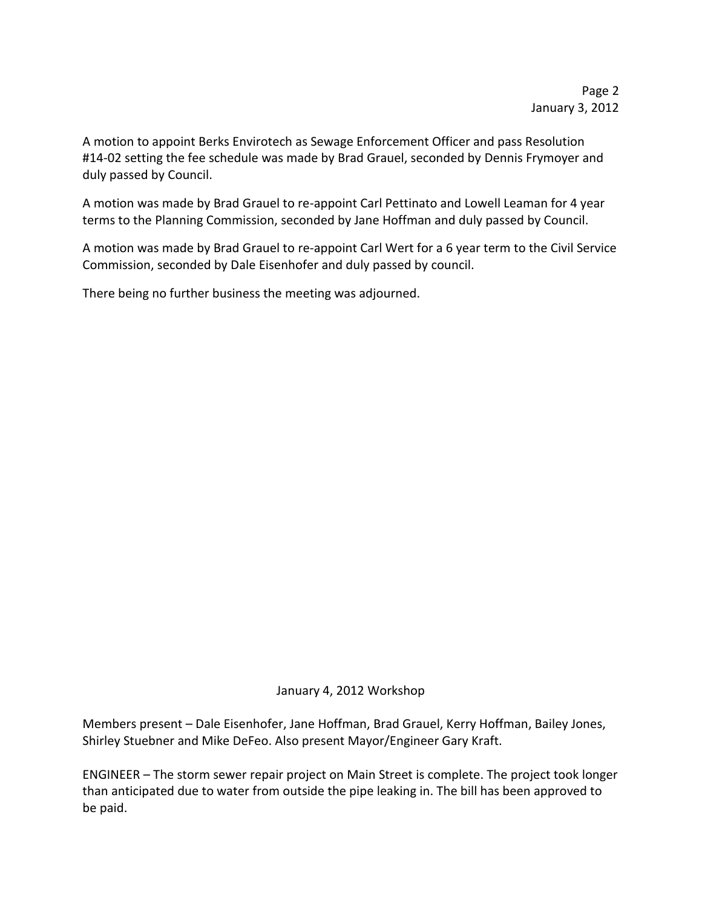A motion to appoint Berks Envirotech as Sewage Enforcement Officer and pass Resolution #14-02 setting the fee schedule was made by Brad Grauel, seconded by Dennis Frymoyer and duly passed by Council.

A motion was made by Brad Grauel to re-appoint Carl Pettinato and Lowell Leaman for 4 year terms to the Planning Commission, seconded by Jane Hoffman and duly passed by Council.

A motion was made by Brad Grauel to re-appoint Carl Wert for a 6 year term to the Civil Service Commission, seconded by Dale Eisenhofer and duly passed by council.

There being no further business the meeting was adjourned.

## January 4, 2012 Workshop

Members present – Dale Eisenhofer, Jane Hoffman, Brad Grauel, Kerry Hoffman, Bailey Jones, Shirley Stuebner and Mike DeFeo. Also present Mayor/Engineer Gary Kraft.

ENGINEER – The storm sewer repair project on Main Street is complete. The project took longer than anticipated due to water from outside the pipe leaking in. The bill has been approved to be paid.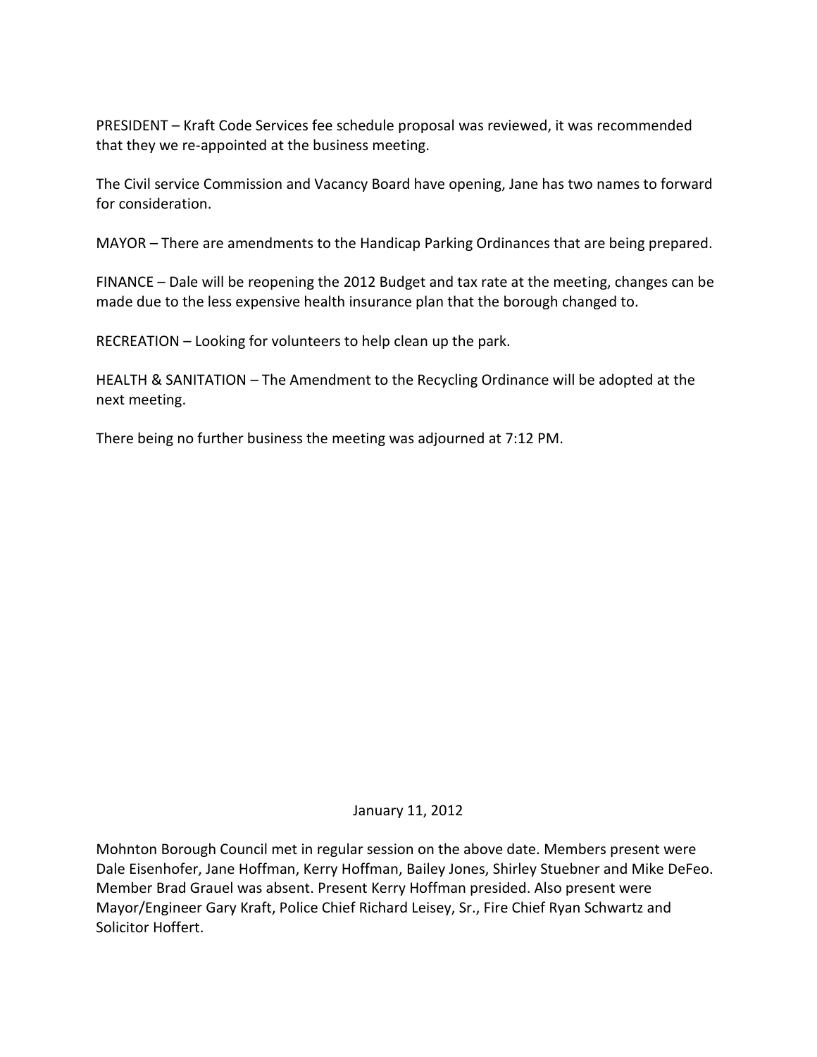PRESIDENT – Kraft Code Services fee schedule proposal was reviewed, it was recommended that they we re-appointed at the business meeting.

The Civil service Commission and Vacancy Board have opening, Jane has two names to forward for consideration.

MAYOR – There are amendments to the Handicap Parking Ordinances that are being prepared.

FINANCE – Dale will be reopening the 2012 Budget and tax rate at the meeting, changes can be made due to the less expensive health insurance plan that the borough changed to.

RECREATION – Looking for volunteers to help clean up the park.

HEALTH & SANITATION – The Amendment to the Recycling Ordinance will be adopted at the next meeting.

There being no further business the meeting was adjourned at 7:12 PM.

January 11, 2012

Mohnton Borough Council met in regular session on the above date. Members present were Dale Eisenhofer, Jane Hoffman, Kerry Hoffman, Bailey Jones, Shirley Stuebner and Mike DeFeo. Member Brad Grauel was absent. Present Kerry Hoffman presided. Also present were Mayor/Engineer Gary Kraft, Police Chief Richard Leisey, Sr., Fire Chief Ryan Schwartz and Solicitor Hoffert.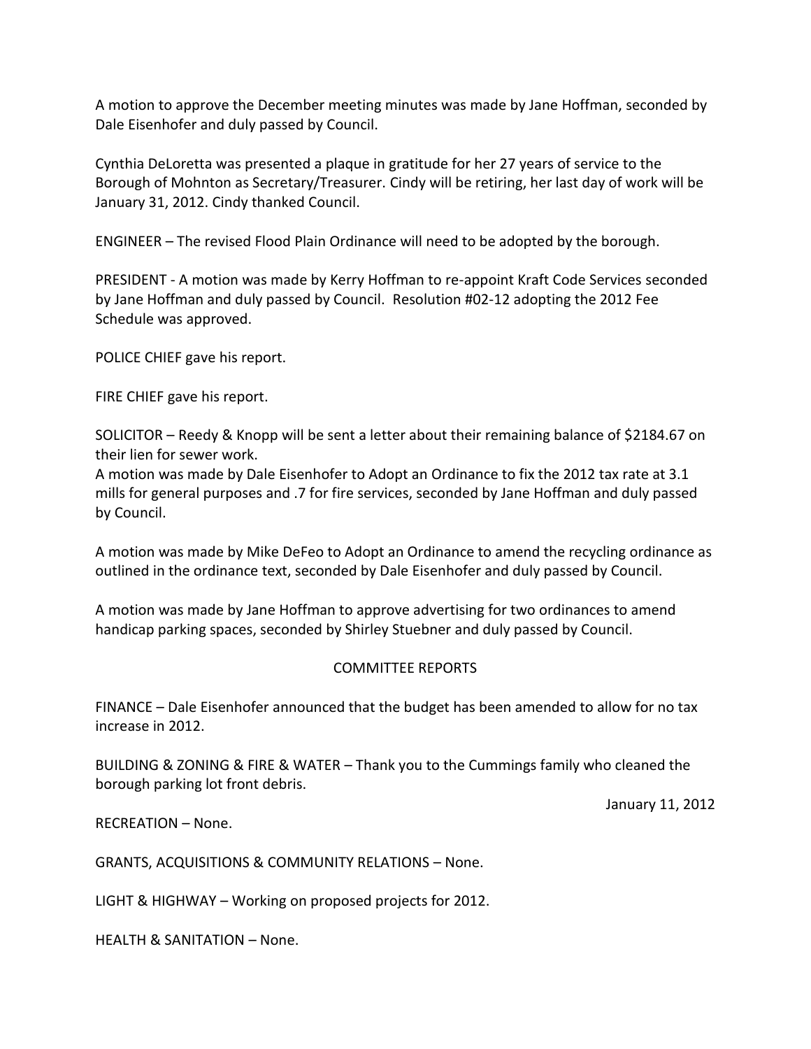A motion to approve the December meeting minutes was made by Jane Hoffman, seconded by Dale Eisenhofer and duly passed by Council.

Cynthia DeLoretta was presented a plaque in gratitude for her 27 years of service to the Borough of Mohnton as Secretary/Treasurer. Cindy will be retiring, her last day of work will be January 31, 2012. Cindy thanked Council.

ENGINEER – The revised Flood Plain Ordinance will need to be adopted by the borough.

PRESIDENT - A motion was made by Kerry Hoffman to re-appoint Kraft Code Services seconded by Jane Hoffman and duly passed by Council. Resolution #02-12 adopting the 2012 Fee Schedule was approved.

POLICE CHIEF gave his report.

FIRE CHIEF gave his report.

SOLICITOR – Reedy & Knopp will be sent a letter about their remaining balance of $2184.67 on their lien for sewer work.
A motion was made by Dale Eisenhofer to Adopt an Ordinance to fix the 2012 tax rate at 3.1 mills for general purposes and .7 for fire services, seconded by Jane Hoffman and duly passed by Council.

A motion was made by Mike DeFeo to Adopt an Ordinance to amend the recycling ordinance as outlined in the ordinance text, seconded by Dale Eisenhofer and duly passed by Council.

A motion was made by Jane Hoffman to approve advertising for two ordinances to amend handicap parking spaces, seconded by Shirley Stuebner and duly passed by Council.

## COMMITTEE REPORTS

FINANCE – Dale Eisenhofer announced that the budget has been amended to allow for no tax increase in 2012.

BUILDING & ZONING & FIRE & WATER – Thank you to the Cummings family who cleaned the borough parking lot front debris.

January 11, 2012

RECREATION – None.

GRANTS, ACQUISITIONS & COMMUNITY RELATIONS – None.

LIGHT & HIGHWAY – Working on proposed projects for 2012.

HEALTH & SANITATION – None.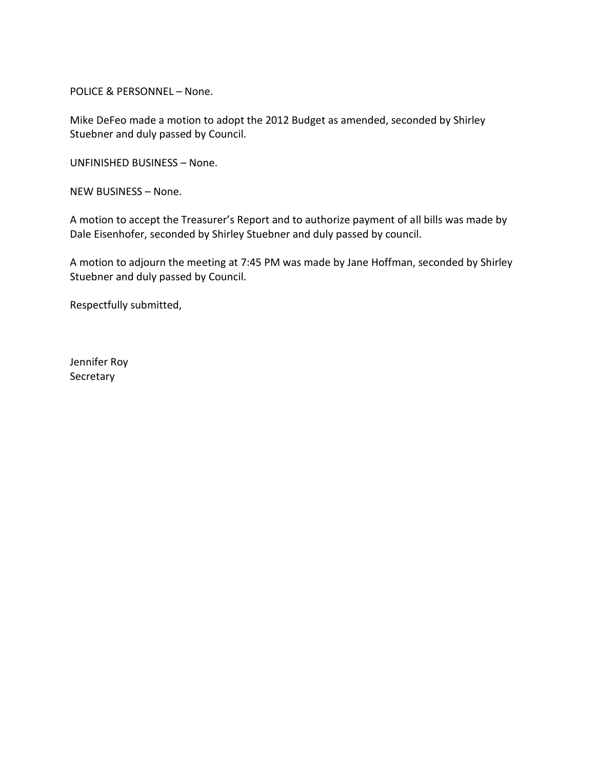POLICE & PERSONNEL – None.

Mike DeFeo made a motion to adopt the 2012 Budget as amended, seconded by Shirley Stuebner and duly passed by Council.

UNFINISHED BUSINESS – None.

NEW BUSINESS – None.

A motion to accept the Treasurer's Report and to authorize payment of all bills was made by Dale Eisenhofer, seconded by Shirley Stuebner and duly passed by council.

A motion to adjourn the meeting at 7:45 PM was made by Jane Hoffman, seconded by Shirley Stuebner and duly passed by Council.

Respectfully submitted,

Jennifer Roy
Secretary